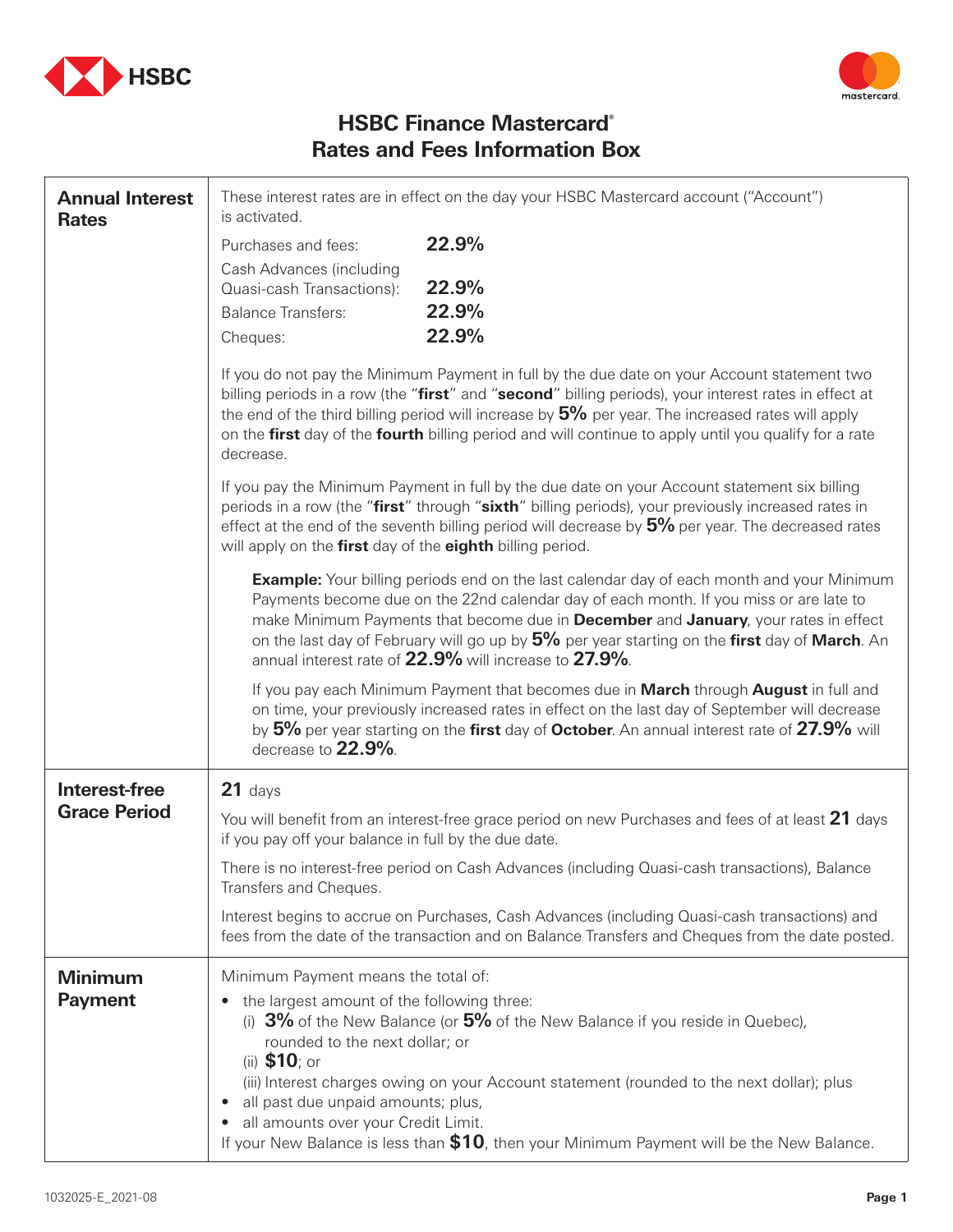# HSBC Finance Mastercard®
## Rates and Fees Information Box

| | |
|---|---|
| **Annual Interest Rates** | These interest rates are in effect on the day your HSBC Mastercard account ("Account") is activated.<br><br>Purchases and fees: **22.9%**<br>Cash Advances (including Quasi-cash Transactions): **22.9%**<br>Balance Transfers: **22.9%**<br>Cheques: **22.9%**<br><br>If you do not pay the Minimum Payment in full by the due date on your Account statement two billing periods in a row (the "**first**" and "**second**" billing periods), your interest rates in effect at the end of the third billing period will increase by **5%** per year. The increased rates will apply on the **first** day of the **fourth** billing period and will continue to apply until you qualify for a rate decrease.<br><br>If you pay the Minimum Payment in full by the due date on your Account statement six billing periods in a row (the "**first**" through "**sixth**" billing periods), your previously increased rates in effect at the end of the seventh billing period will decrease by **5%** per year. The decreased rates will apply on the **first** day of the **eighth** billing period.<br><br>**Example:** Your billing periods end on the last calendar day of each month and your Minimum Payments become due on the 22nd calendar day of each month. If you miss or are late to make Minimum Payments that become due in **December** and **January**, your rates in effect on the last day of February will go up by **5%** per year starting on the **first** day of **March**. An annual interest rate of **22.9%** will increase to **27.9%**.<br><br>If you pay each Minimum Payment that becomes due in **March** through **August** in full and on time, your previously increased rates in effect on the last day of September will decrease by **5%** per year starting on the **first** day of **October**. An annual interest rate of **27.9%** will decrease to **22.9%**. |
| **Interest-free Grace Period** | **21** days<br><br>You will benefit from an interest-free grace period on new Purchases and fees of at least **21** days if you pay off your balance in full by the due date.<br><br>There is no interest-free period on Cash Advances (including Quasi-cash transactions), Balance Transfers and Cheques.<br><br>Interest begins to accrue on Purchases, Cash Advances (including Quasi-cash transactions) and fees from the date of the transaction and on Balance Transfers and Cheques from the date posted. |
| **Minimum Payment** | Minimum Payment means the total of:<br>• the largest amount of the following three:<br>(i) **3%** of the New Balance (or **5%** of the New Balance if you reside in Quebec), rounded to the next dollar; or<br>(ii) **$10**; or<br>(iii) Interest charges owing on your Account statement (rounded to the next dollar); plus<br>• all past due unpaid amounts; plus,<br>• all amounts over your Credit Limit.<br>If your New Balance is less than **$10**, then your Minimum Payment will be the New Balance. |

1032025-E_2021-08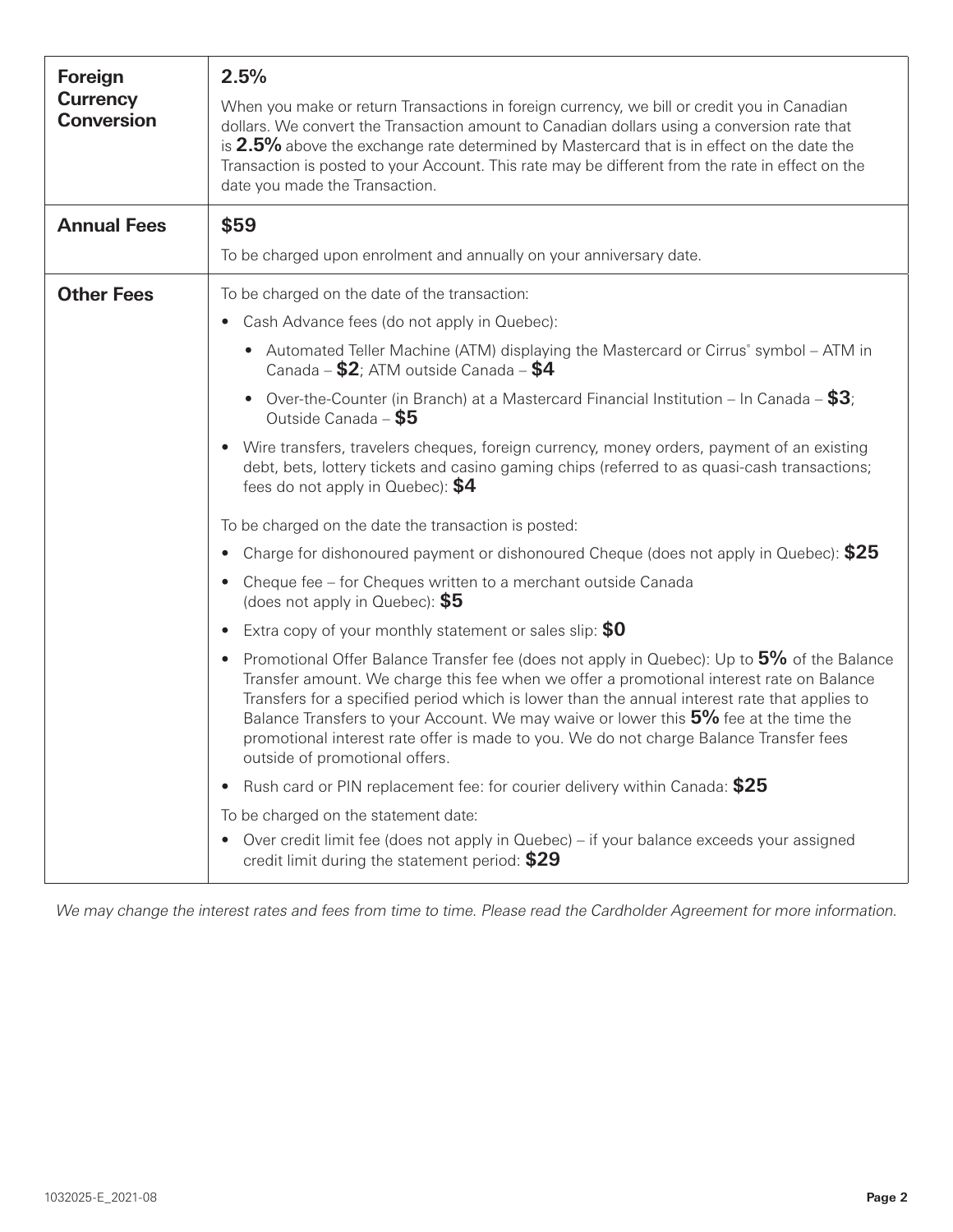| | |
|---|---|
| **Foreign Currency Conversion** | **2.5%**<br><br>When you make or return Transactions in foreign currency, we bill or credit you in Canadian dollars. We convert the Transaction amount to Canadian dollars using a conversion rate that is **2.5%** above the exchange rate determined by Mastercard that is in effect on the date the Transaction is posted to your Account. This rate may be different from the rate in effect on the date you made the Transaction. |
| **Annual Fees** | **$59**<br><br>To be charged upon enrolment and annually on your anniversary date. |
| **Other Fees** | To be charged on the date of the transaction:<br>• Cash Advance fees (do not apply in Quebec):<br>&nbsp;&nbsp;• Automated Teller Machine (ATM) displaying the Mastercard or Cirrus® symbol – ATM in Canada – **$2**; ATM outside Canada – **$4**<br>&nbsp;&nbsp;• Over-the-Counter (in Branch) at a Mastercard Financial Institution – In Canada – **$3**; Outside Canada – **$5**<br>• Wire transfers, travelers cheques, foreign currency, money orders, payment of an existing debt, bets, lottery tickets and casino gaming chips (referred to as quasi-cash transactions; fees do not apply in Quebec): **$4**<br><br>To be charged on the date the transaction is posted:<br>• Charge for dishonoured payment or dishonoured Cheque (does not apply in Quebec): **$25**<br>• Cheque fee – for Cheques written to a merchant outside Canada (does not apply in Quebec): **$5**<br>• Extra copy of your monthly statement or sales slip: **$0**<br>• Promotional Offer Balance Transfer fee (does not apply in Quebec): Up to **5%** of the Balance Transfer amount. We charge this fee when we offer a promotional interest rate on Balance Transfers for a specified period which is lower than the annual interest rate that applies to Balance Transfers to your Account. We may waive or lower this **5%** fee at the time the promotional interest rate offer is made to you. We do not charge Balance Transfer fees outside of promotional offers.<br>• Rush card or PIN replacement fee: for courier delivery within Canada: **$25**<br><br>To be charged on the statement date:<br>• Over credit limit fee (does not apply in Quebec) – if your balance exceeds your assigned credit limit during the statement period: **$29** |

*We may change the interest rates and fees from time to time. Please read the Cardholder Agreement for more information.*

1032025-E_2021-08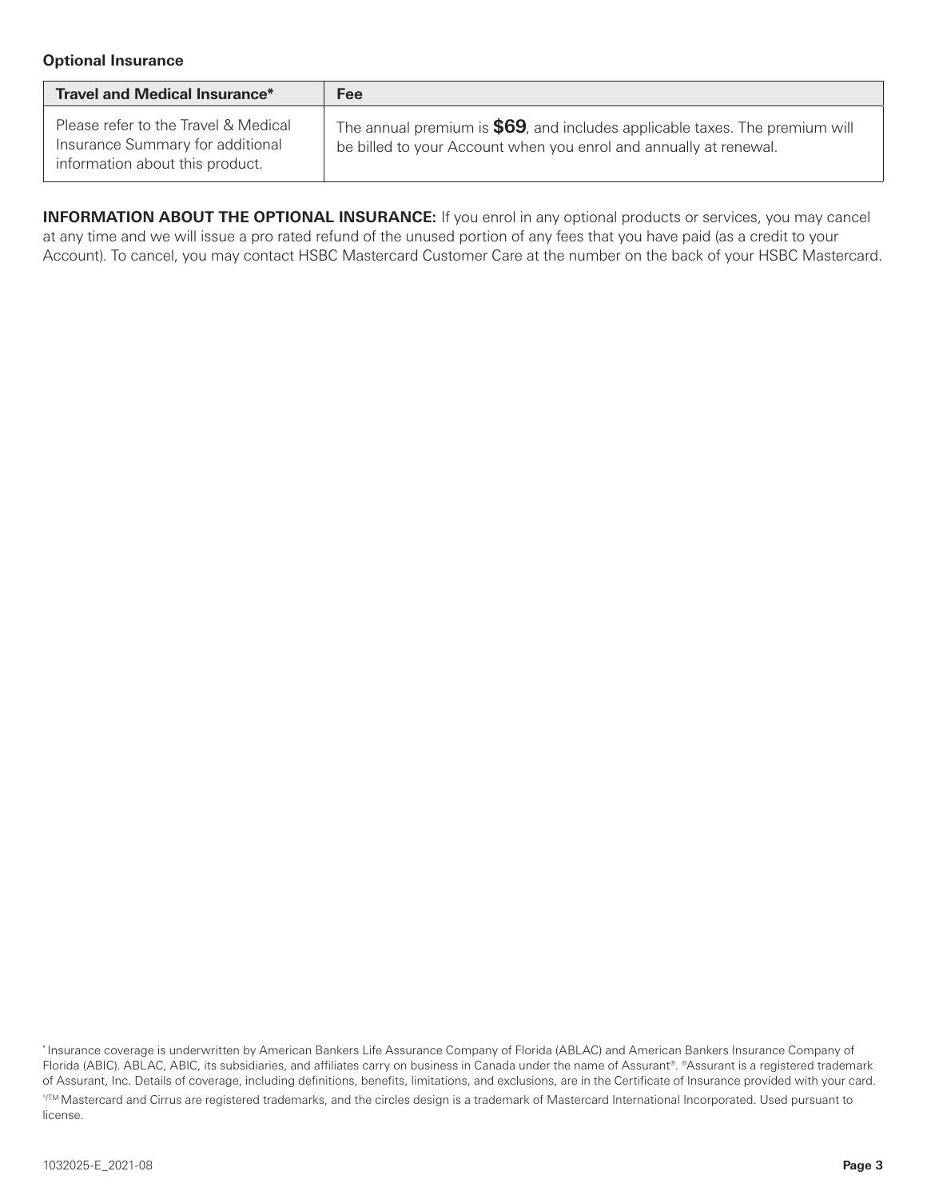**Optional Insurance**

| Travel and Medical Insurance* | Fee |
| --- | --- |
| Please refer to the Travel & Medical Insurance Summary for additional information about this product. | The annual premium is **$69**, and includes applicable taxes. The premium will be billed to your Account when you enrol and annually at renewal. |

**INFORMATION ABOUT THE OPTIONAL INSURANCE:** If you enrol in any optional products or services, you may cancel at any time and we will issue a pro rated refund of the unused portion of any fees that you have paid (as a credit to your Account). To cancel, you may contact HSBC Mastercard Customer Care at the number on the back of your HSBC Mastercard.

* Insurance coverage is underwritten by American Bankers Life Assurance Company of Florida (ABLAC) and American Bankers Insurance Company of Florida (ABIC). ABLAC, ABIC, its subsidiaries, and affiliates carry on business in Canada under the name of Assurant®. ®Assurant is a registered trademark of Assurant, Inc. Details of coverage, including definitions, benefits, limitations, and exclusions, are in the Certificate of Insurance provided with your card.

®/TM Mastercard and Cirrus are registered trademarks, and the circles design is a trademark of Mastercard International Incorporated. Used pursuant to license.

1032025-E_2021-08